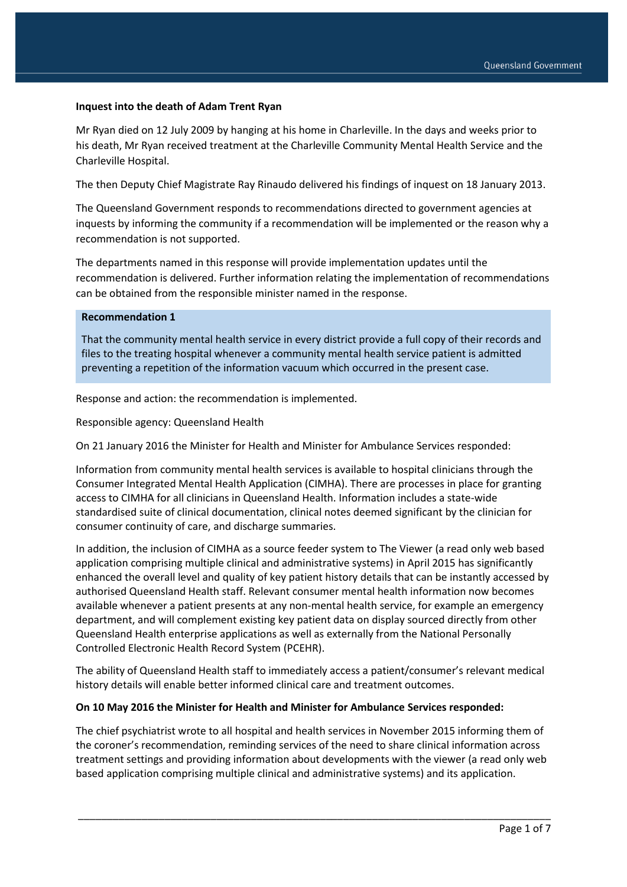**Inquest into the death of Adam Trent Ryan**

Mr Ryan died on 12 July 2009 by hanging at his home in Charleville. In the days and weeks prior to his death, Mr Ryan received treatment at the Charleville Community Mental Health Service and the Charleville Hospital.

The then Deputy Chief Magistrate Ray Rinaudo delivered his findings of inquest on 18 January 2013.

The Queensland Government responds to recommendations directed to government agencies at inquests by informing the community if a recommendation will be implemented or the reason why a recommendation is not supported.

The departments named in this response will provide implementation updates until the recommendation is delivered. Further information relating the implementation of recommendations can be obtained from the responsible minister named in the response.

**Recommendation 1**

That the community mental health service in every district provide a full copy of their records and files to the treating hospital whenever a community mental health service patient is admitted preventing a repetition of the information vacuum which occurred in the present case.

Response and action: the recommendation is implemented.

Responsible agency: Queensland Health

On 21 January 2016 the Minister for Health and Minister for Ambulance Services responded:

Information from community mental health services is available to hospital clinicians through the Consumer Integrated Mental Health Application (CIMHA). There are processes in place for granting access to CIMHA for all clinicians in Queensland Health. Information includes a state-wide standardised suite of clinical documentation, clinical notes deemed significant by the clinician for consumer continuity of care, and discharge summaries.

In addition, the inclusion of CIMHA as a source feeder system to The Viewer (a read only web based application comprising multiple clinical and administrative systems) in April 2015 has significantly enhanced the overall level and quality of key patient history details that can be instantly accessed by authorised Queensland Health staff. Relevant consumer mental health information now becomes available whenever a patient presents at any non-mental health service, for example an emergency department, and will complement existing key patient data on display sourced directly from other Queensland Health enterprise applications as well as externally from the National Personally Controlled Electronic Health Record System (PCEHR).

The ability of Queensland Health staff to immediately access a patient/consumer's relevant medical history details will enable better informed clinical care and treatment outcomes.

**On 10 May 2016 the Minister for Health and Minister for Ambulance Services responded:**

The chief psychiatrist wrote to all hospital and health services in November 2015 informing them of the coroner's recommendation, reminding services of the need to share clinical information across treatment settings and providing information about developments with the viewer (a read only web based application comprising multiple clinical and administrative systems) and its application.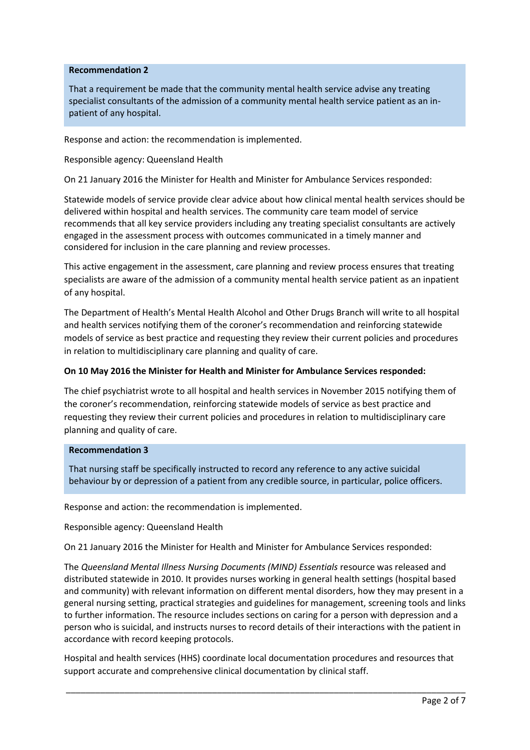**Recommendation 2**

That a requirement be made that the community mental health service advise any treating specialist consultants of the admission of a community mental health service patient as an in-patient of any hospital.

Response and action: the recommendation is implemented.

Responsible agency: Queensland Health

On 21 January 2016 the Minister for Health and Minister for Ambulance Services responded:

Statewide models of service provide clear advice about how clinical mental health services should be delivered within hospital and health services. The community care team model of service recommends that all key service providers including any treating specialist consultants are actively engaged in the assessment process with outcomes communicated in a timely manner and considered for inclusion in the care planning and review processes.

This active engagement in the assessment, care planning and review process ensures that treating specialists are aware of the admission of a community mental health service patient as an inpatient of any hospital.

The Department of Health's Mental Health Alcohol and Other Drugs Branch will write to all hospital and health services notifying them of the coroner's recommendation and reinforcing statewide models of service as best practice and requesting they review their current policies and procedures in relation to multidisciplinary care planning and quality of care.

**On 10 May 2016 the Minister for Health and Minister for Ambulance Services responded:**

The chief psychiatrist wrote to all hospital and health services in November 2015 notifying them of the coroner's recommendation, reinforcing statewide models of service as best practice and requesting they review their current policies and procedures in relation to multidisciplinary care planning and quality of care.

**Recommendation 3**

That nursing staff be specifically instructed to record any reference to any active suicidal behaviour by or depression of a patient from any credible source, in particular, police officers.

Response and action: the recommendation is implemented.

Responsible agency: Queensland Health

On 21 January 2016 the Minister for Health and Minister for Ambulance Services responded:

The *Queensland Mental Illness Nursing Documents (MIND) Essentials* resource was released and distributed statewide in 2010. It provides nurses working in general health settings (hospital based and community) with relevant information on different mental disorders, how they may present in a general nursing setting, practical strategies and guidelines for management, screening tools and links to further information. The resource includes sections on caring for a person with depression and a person who is suicidal, and instructs nurses to record details of their interactions with the patient in accordance with record keeping protocols.

Hospital and health services (HHS) coordinate local documentation procedures and resources that support accurate and comprehensive clinical documentation by clinical staff.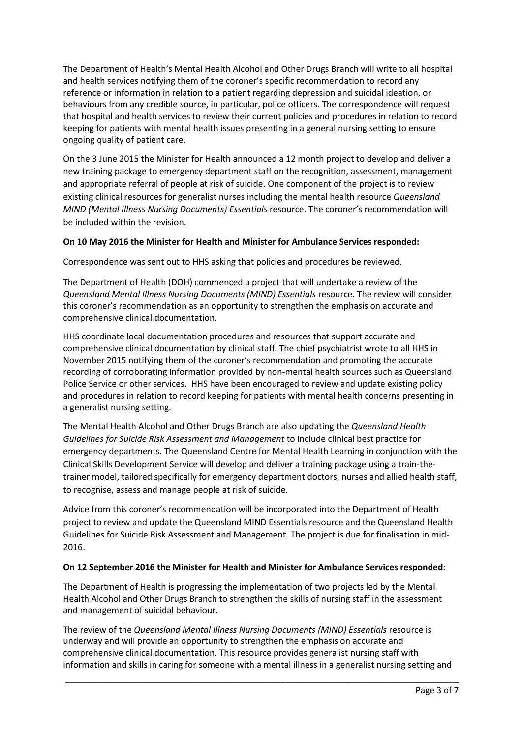The Department of Health's Mental Health Alcohol and Other Drugs Branch will write to all hospital and health services notifying them of the coroner's specific recommendation to record any reference or information in relation to a patient regarding depression and suicidal ideation, or behaviours from any credible source, in particular, police officers. The correspondence will request that hospital and health services to review their current policies and procedures in relation to record keeping for patients with mental health issues presenting in a general nursing setting to ensure ongoing quality of patient care.

On the 3 June 2015 the Minister for Health announced a 12 month project to develop and deliver a new training package to emergency department staff on the recognition, assessment, management and appropriate referral of people at risk of suicide. One component of the project is to review existing clinical resources for generalist nurses including the mental health resource *Queensland MIND (Mental Illness Nursing Documents) Essentials* resource. The coroner's recommendation will be included within the revision.

**On 10 May 2016 the Minister for Health and Minister for Ambulance Services responded:**

Correspondence was sent out to HHS asking that policies and procedures be reviewed.

The Department of Health (DOH) commenced a project that will undertake a review of the *Queensland Mental Illness Nursing Documents (MIND) Essentials* resource. The review will consider this coroner's recommendation as an opportunity to strengthen the emphasis on accurate and comprehensive clinical documentation.

HHS coordinate local documentation procedures and resources that support accurate and comprehensive clinical documentation by clinical staff. The chief psychiatrist wrote to all HHS in November 2015 notifying them of the coroner's recommendation and promoting the accurate recording of corroborating information provided by non-mental health sources such as Queensland Police Service or other services. HHS have been encouraged to review and update existing policy and procedures in relation to record keeping for patients with mental health concerns presenting in a generalist nursing setting.

The Mental Health Alcohol and Other Drugs Branch are also updating the *Queensland Health Guidelines for Suicide Risk Assessment and Management* to include clinical best practice for emergency departments. The Queensland Centre for Mental Health Learning in conjunction with the Clinical Skills Development Service will develop and deliver a training package using a train-the-trainer model, tailored specifically for emergency department doctors, nurses and allied health staff, to recognise, assess and manage people at risk of suicide.

Advice from this coroner's recommendation will be incorporated into the Department of Health project to review and update the Queensland MIND Essentials resource and the Queensland Health Guidelines for Suicide Risk Assessment and Management. The project is due for finalisation in mid-2016.

**On 12 September 2016 the Minister for Health and Minister for Ambulance Services responded:**

The Department of Health is progressing the implementation of two projects led by the Mental Health Alcohol and Other Drugs Branch to strengthen the skills of nursing staff in the assessment and management of suicidal behaviour.

The review of the *Queensland Mental Illness Nursing Documents (MIND) Essentials* resource is underway and will provide an opportunity to strengthen the emphasis on accurate and comprehensive clinical documentation. This resource provides generalist nursing staff with information and skills in caring for someone with a mental illness in a generalist nursing setting and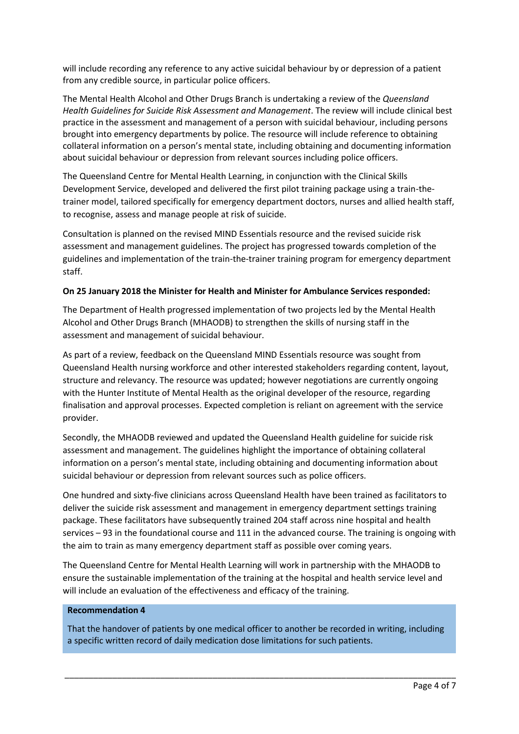will include recording any reference to any active suicidal behaviour by or depression of a patient from any credible source, in particular police officers.

The Mental Health Alcohol and Other Drugs Branch is undertaking a review of the *Queensland Health Guidelines for Suicide Risk Assessment and Management*. The review will include clinical best practice in the assessment and management of a person with suicidal behaviour, including persons brought into emergency departments by police. The resource will include reference to obtaining collateral information on a person's mental state, including obtaining and documenting information about suicidal behaviour or depression from relevant sources including police officers.

The Queensland Centre for Mental Health Learning, in conjunction with the Clinical Skills Development Service, developed and delivered the first pilot training package using a train-the-trainer model, tailored specifically for emergency department doctors, nurses and allied health staff, to recognise, assess and manage people at risk of suicide.

Consultation is planned on the revised MIND Essentials resource and the revised suicide risk assessment and management guidelines. The project has progressed towards completion of the guidelines and implementation of the train-the-trainer training program for emergency department staff.

**On 25 January 2018 the Minister for Health and Minister for Ambulance Services responded:**

The Department of Health progressed implementation of two projects led by the Mental Health Alcohol and Other Drugs Branch (MHAODB) to strengthen the skills of nursing staff in the assessment and management of suicidal behaviour.

As part of a review, feedback on the Queensland MIND Essentials resource was sought from Queensland Health nursing workforce and other interested stakeholders regarding content, layout, structure and relevancy. The resource was updated; however negotiations are currently ongoing with the Hunter Institute of Mental Health as the original developer of the resource, regarding finalisation and approval processes. Expected completion is reliant on agreement with the service provider.

Secondly, the MHAODB reviewed and updated the Queensland Health guideline for suicide risk assessment and management. The guidelines highlight the importance of obtaining collateral information on a person's mental state, including obtaining and documenting information about suicidal behaviour or depression from relevant sources such as police officers.

One hundred and sixty-five clinicians across Queensland Health have been trained as facilitators to deliver the suicide risk assessment and management in emergency department settings training package. These facilitators have subsequently trained 204 staff across nine hospital and health services – 93 in the foundational course and 111 in the advanced course. The training is ongoing with the aim to train as many emergency department staff as possible over coming years.

The Queensland Centre for Mental Health Learning will work in partnership with the MHAODB to ensure the sustainable implementation of the training at the hospital and health service level and will include an evaluation of the effectiveness and efficacy of the training.

**Recommendation 4**

That the handover of patients by one medical officer to another be recorded in writing, including a specific written record of daily medication dose limitations for such patients.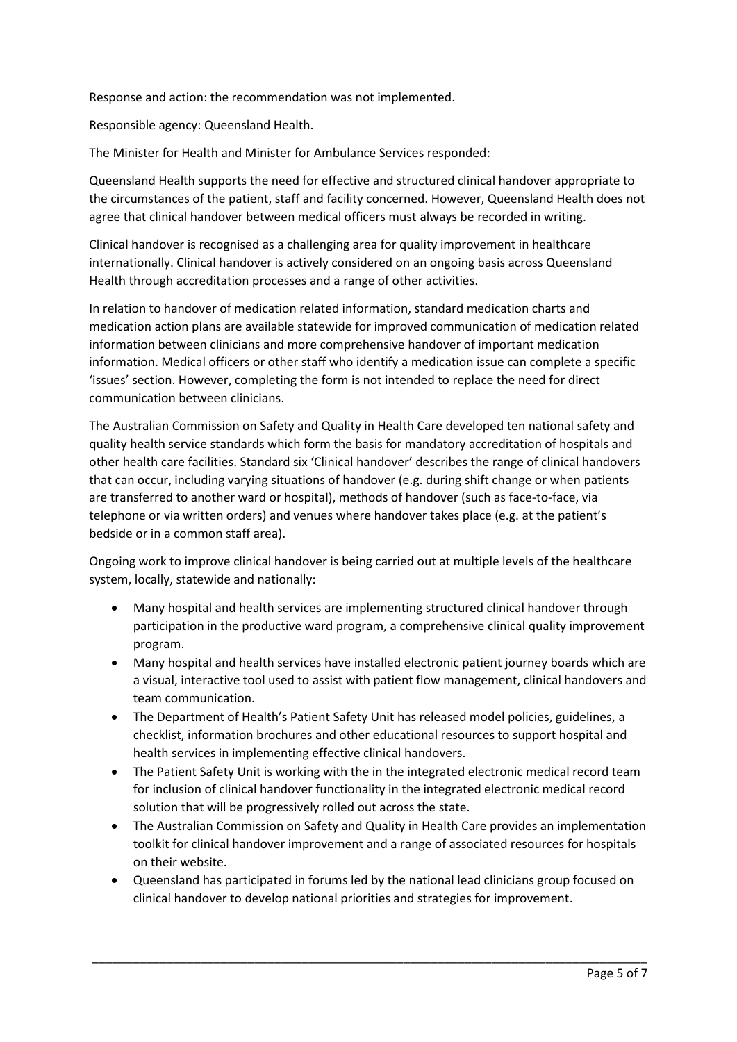Response and action: the recommendation was not implemented.

Responsible agency: Queensland Health.

The Minister for Health and Minister for Ambulance Services responded:

Queensland Health supports the need for effective and structured clinical handover appropriate to the circumstances of the patient, staff and facility concerned. However, Queensland Health does not agree that clinical handover between medical officers must always be recorded in writing.

Clinical handover is recognised as a challenging area for quality improvement in healthcare internationally. Clinical handover is actively considered on an ongoing basis across Queensland Health through accreditation processes and a range of other activities.

In relation to handover of medication related information, standard medication charts and medication action plans are available statewide for improved communication of medication related information between clinicians and more comprehensive handover of important medication information. Medical officers or other staff who identify a medication issue can complete a specific 'issues' section. However, completing the form is not intended to replace the need for direct communication between clinicians.

The Australian Commission on Safety and Quality in Health Care developed ten national safety and quality health service standards which form the basis for mandatory accreditation of hospitals and other health care facilities. Standard six 'Clinical handover' describes the range of clinical handovers that can occur, including varying situations of handover (e.g. during shift change or when patients are transferred to another ward or hospital), methods of handover (such as face-to-face, via telephone or via written orders) and venues where handover takes place (e.g. at the patient's bedside or in a common staff area).

Ongoing work to improve clinical handover is being carried out at multiple levels of the healthcare system, locally, statewide and nationally:

- Many hospital and health services are implementing structured clinical handover through participation in the productive ward program, a comprehensive clinical quality improvement program.
- Many hospital and health services have installed electronic patient journey boards which are a visual, interactive tool used to assist with patient flow management, clinical handovers and team communication.
- The Department of Health's Patient Safety Unit has released model policies, guidelines, a checklist, information brochures and other educational resources to support hospital and health services in implementing effective clinical handovers.
- The Patient Safety Unit is working with the in the integrated electronic medical record team for inclusion of clinical handover functionality in the integrated electronic medical record solution that will be progressively rolled out across the state.
- The Australian Commission on Safety and Quality in Health Care provides an implementation toolkit for clinical handover improvement and a range of associated resources for hospitals on their website.
- Queensland has participated in forums led by the national lead clinicians group focused on clinical handover to develop national priorities and strategies for improvement.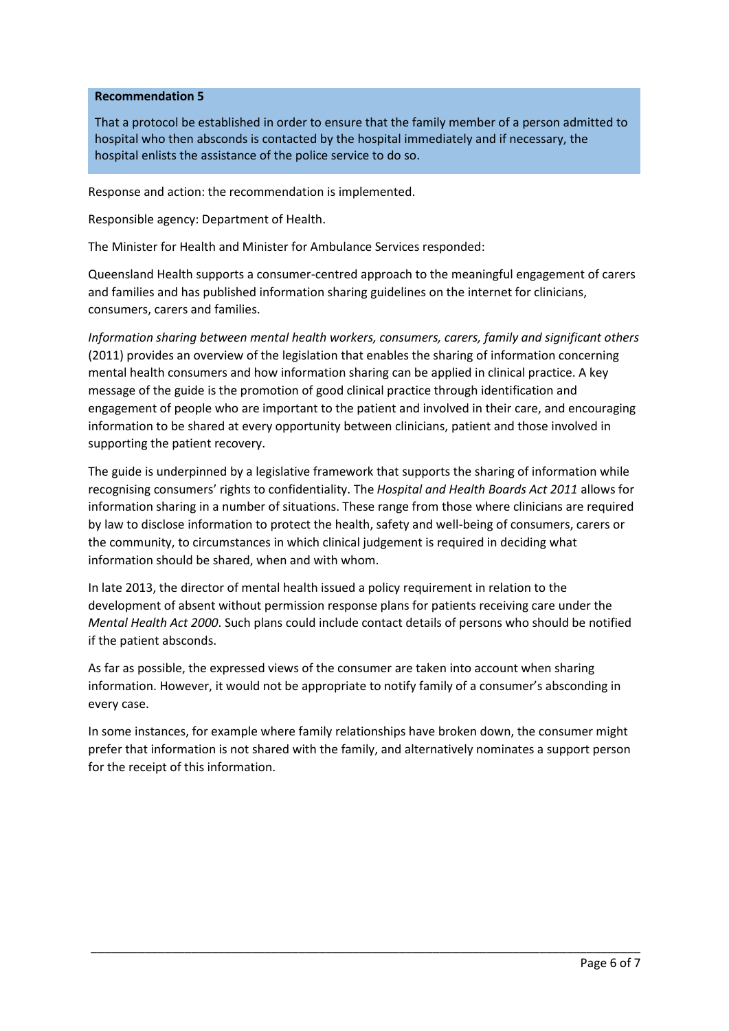**Recommendation 5**

That a protocol be established in order to ensure that the family member of a person admitted to hospital who then absconds is contacted by the hospital immediately and if necessary, the hospital enlists the assistance of the police service to do so.

Response and action: the recommendation is implemented.

Responsible agency: Department of Health.

The Minister for Health and Minister for Ambulance Services responded:

Queensland Health supports a consumer-centred approach to the meaningful engagement of carers and families and has published information sharing guidelines on the internet for clinicians, consumers, carers and families.

*Information sharing between mental health workers, consumers, carers, family and significant others* (2011) provides an overview of the legislation that enables the sharing of information concerning mental health consumers and how information sharing can be applied in clinical practice. A key message of the guide is the promotion of good clinical practice through identification and engagement of people who are important to the patient and involved in their care, and encouraging information to be shared at every opportunity between clinicians, patient and those involved in supporting the patient recovery.

The guide is underpinned by a legislative framework that supports the sharing of information while recognising consumers' rights to confidentiality. The *Hospital and Health Boards Act 2011* allows for information sharing in a number of situations. These range from those where clinicians are required by law to disclose information to protect the health, safety and well-being of consumers, carers or the community, to circumstances in which clinical judgement is required in deciding what information should be shared, when and with whom.

In late 2013, the director of mental health issued a policy requirement in relation to the development of absent without permission response plans for patients receiving care under the *Mental Health Act 2000*. Such plans could include contact details of persons who should be notified if the patient absconds.

As far as possible, the expressed views of the consumer are taken into account when sharing information. However, it would not be appropriate to notify family of a consumer's absconding in every case.

In some instances, for example where family relationships have broken down, the consumer might prefer that information is not shared with the family, and alternatively nominates a support person for the receipt of this information.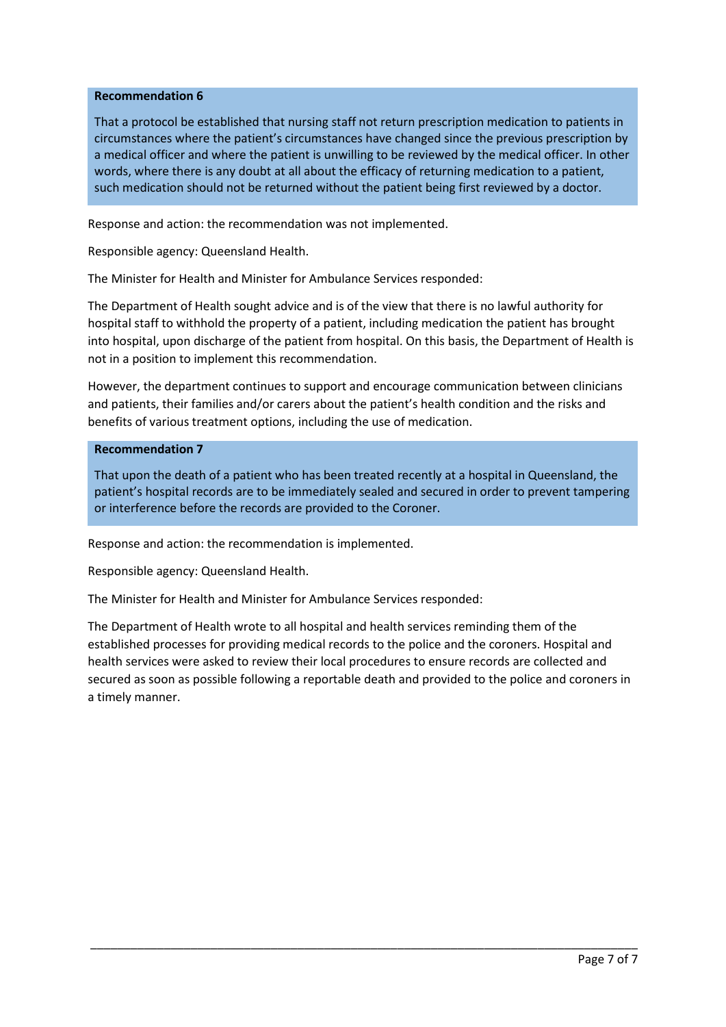**Recommendation 6**

That a protocol be established that nursing staff not return prescription medication to patients in circumstances where the patient's circumstances have changed since the previous prescription by a medical officer and where the patient is unwilling to be reviewed by the medical officer. In other words, where there is any doubt at all about the efficacy of returning medication to a patient, such medication should not be returned without the patient being first reviewed by a doctor.

Response and action: the recommendation was not implemented.

Responsible agency: Queensland Health.

The Minister for Health and Minister for Ambulance Services responded:

The Department of Health sought advice and is of the view that there is no lawful authority for hospital staff to withhold the property of a patient, including medication the patient has brought into hospital, upon discharge of the patient from hospital. On this basis, the Department of Health is not in a position to implement this recommendation.

However, the department continues to support and encourage communication between clinicians and patients, their families and/or carers about the patient's health condition and the risks and benefits of various treatment options, including the use of medication.

**Recommendation 7**

That upon the death of a patient who has been treated recently at a hospital in Queensland, the patient's hospital records are to be immediately sealed and secured in order to prevent tampering or interference before the records are provided to the Coroner.

Response and action: the recommendation is implemented.

Responsible agency: Queensland Health.

The Minister for Health and Minister for Ambulance Services responded:

The Department of Health wrote to all hospital and health services reminding them of the established processes for providing medical records to the police and the coroners. Hospital and health services were asked to review their local procedures to ensure records are collected and secured as soon as possible following a reportable death and provided to the police and coroners in a timely manner.